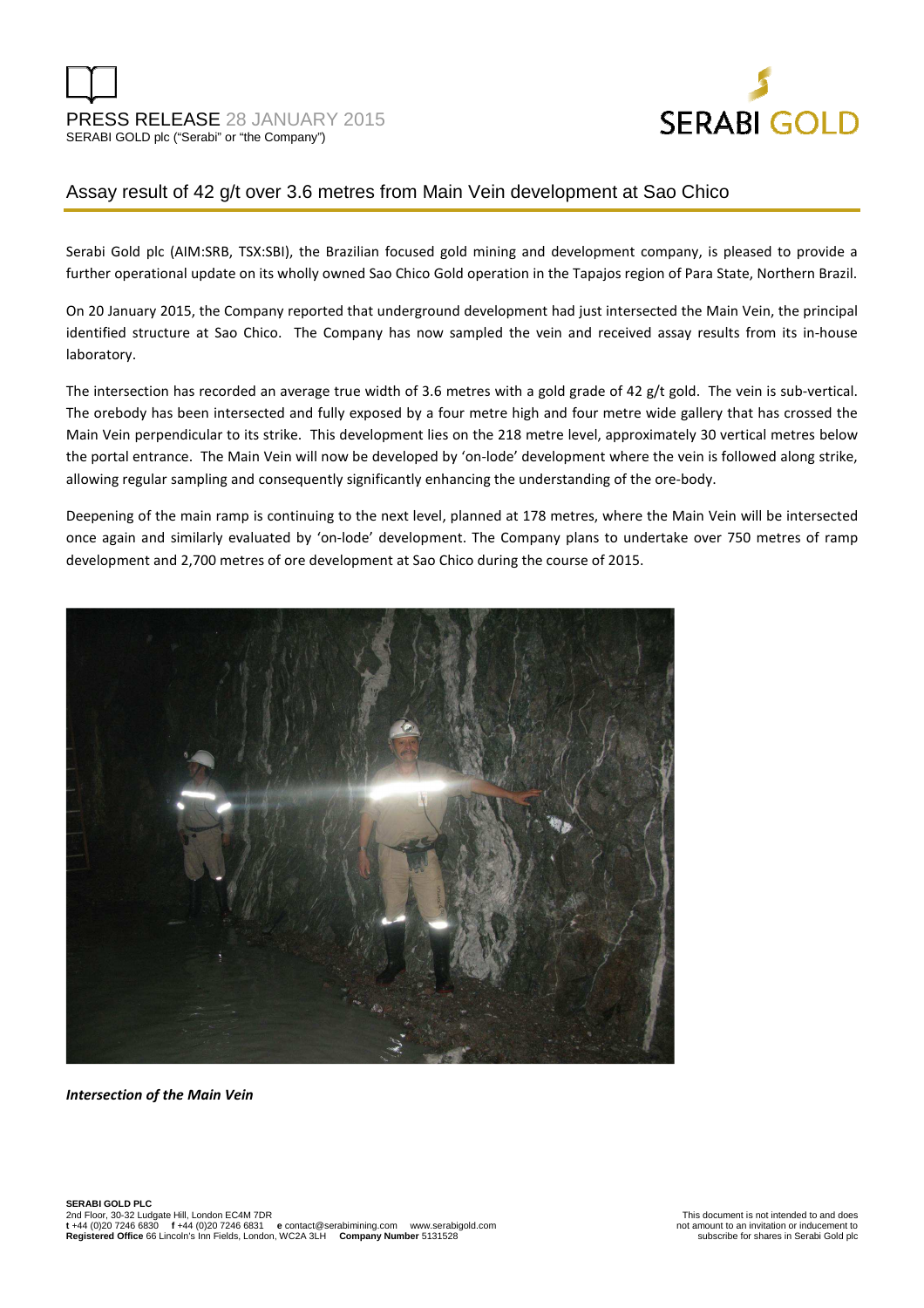PRESS RELEASE 28 JANUARY 2015
SERABI GOLD plc ("Serabi" or "the Company")

# Assay result of 42 g/t over 3.6 metres from Main Vein development at Sao Chico

Serabi Gold plc (AIM:SRB, TSX:SBI), the Brazilian focused gold mining and development company, is pleased to provide a further operational update on its wholly owned Sao Chico Gold operation in the Tapajos region of Para State, Northern Brazil.

On 20 January 2015, the Company reported that underground development had just intersected the Main Vein, the principal identified structure at Sao Chico. The Company has now sampled the vein and received assay results from its in-house laboratory.

The intersection has recorded an average true width of 3.6 metres with a gold grade of 42 g/t gold. The vein is sub-vertical. The orebody has been intersected and fully exposed by a four metre high and four metre wide gallery that has crossed the Main Vein perpendicular to its strike. This development lies on the 218 metre level, approximately 30 vertical metres below the portal entrance. The Main Vein will now be developed by 'on-lode' development where the vein is followed along strike, allowing regular sampling and consequently significantly enhancing the understanding of the ore-body.

Deepening of the main ramp is continuing to the next level, planned at 178 metres, where the Main Vein will be intersected once again and similarly evaluated by 'on-lode' development. The Company plans to undertake over 750 metres of ramp development and 2,700 metres of ore development at Sao Chico during the course of 2015.

***Intersection of the Main Vein***

**SERABI GOLD PLC**
2nd Floor, 30-32 Ludgate Hill, London EC4M 7DR
**t** +44 (0)20 7246 6830 **f** +44 (0)20 7246 6831 **e** contact@serabimining.com www.serabigold.com
**Registered Office** 66 Lincoln's Inn Fields, London, WC2A 3LH **Company Number** 5131528

This document is not intended to and does not amount to an invitation or inducement to subscribe for shares in Serabi Gold plc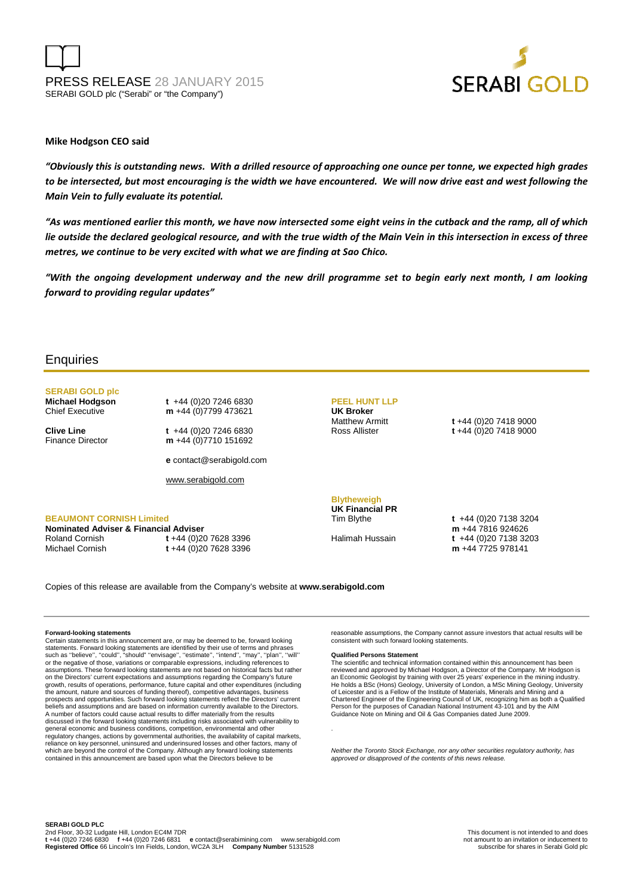**Mike Hodgson CEO said**

***"Obviously this is outstanding news. With a drilled resource of approaching one ounce per tonne, we expected high grades to be intersected, but most encouraging is the width we have encountered. We will now drive east and west following the Main Vein to fully evaluate its potential.***

***"As was mentioned earlier this month, we have now intersected some eight veins in the cutback and the ramp, all of which lie outside the declared geological resource, and with the true width of the Main Vein in this intersection in excess of three metres, we continue to be very excited with what we are finding at Sao Chico.***

***"With the ongoing development underway and the new drill programme set to begin early next month, I am looking forward to providing regular updates"***

## Enquiries

**SERABI GOLD plc**

**Michael Hodgson**
Chief Executive
**t** +44 (0)20 7246 6830
**m** +44 (0)7799 473621

**Clive Line**
Finance Director
**t** +44 (0)20 7246 6830
**m** +44 (0)7710 151692

**e** contact@serabigold.com

www.serabigold.com

**BEAUMONT CORNISH Limited**
**Nominated Adviser & Financial Adviser**
Roland Cornish **t** +44 (0)20 7628 3396
Michael Cornish **t** +44 (0)20 7628 3396

**PEEL HUNT LLP**
**UK Broker**
Matthew Armitt **t** +44 (0)20 7418 9000
Ross Allister **t** +44 (0)20 7418 9000

**Blytheweigh**
**UK Financial PR**
Tim Blythe **t** +44 (0)20 7138 3204
**m** +44 7816 924626
Halimah Hussain **t** +44 (0)20 7138 3203
**m** +44 7725 978141

Copies of this release are available from the Company's website at **www.serabigold.com**

**Forward-looking statements**
Certain statements in this announcement are, or may be deemed to be, forward looking statements. Forward looking statements are identified by their use of terms and phrases such as ''believe'', ''could'', "should" ''envisage'', ''estimate'', ''intend'', ''may'', ''plan'', ''will'' or the negative of those, variations or comparable expressions, including references to assumptions. These forward looking statements are not based on historical facts but rather on the Directors' current expectations and assumptions regarding the Company's future growth, results of operations, performance, future capital and other expenditures (including the amount, nature and sources of funding thereof), competitive advantages, business prospects and opportunities. Such forward looking statements reflect the Directors' current beliefs and assumptions and are based on information currently available to the Directors. A number of factors could cause actual results to differ materially from the results discussed in the forward looking statements including risks associated with vulnerability to general economic and business conditions, competition, environmental and other regulatory changes, actions by governmental authorities, the availability of capital markets, reliance on key personnel, uninsured and underinsured losses and other factors, many of which are beyond the control of the Company. Although any forward looking statements contained in this announcement are based upon what the Directors believe to be reasonable assumptions, the Company cannot assure investors that actual results will be consistent with such forward looking statements.

**Qualified Persons Statement**
The scientific and technical information contained within this announcement has been reviewed and approved by Michael Hodgson, a Director of the Company. Mr Hodgson is an Economic Geologist by training with over 25 years' experience in the mining industry. He holds a BSc (Hons) Geology, University of London, a MSc Mining Geology, University of Leicester and is a Fellow of the Institute of Materials, Minerals and Mining and a Chartered Engineer of the Engineering Council of UK, recognizing him as both a Qualified Person for the purposes of Canadian National Instrument 43-101 and by the AIM Guidance Note on Mining and Oil & Gas Companies dated June 2009.

*Neither the Toronto Stock Exchange, nor any other securities regulatory authority, has approved or disapproved of the contents of this news release.*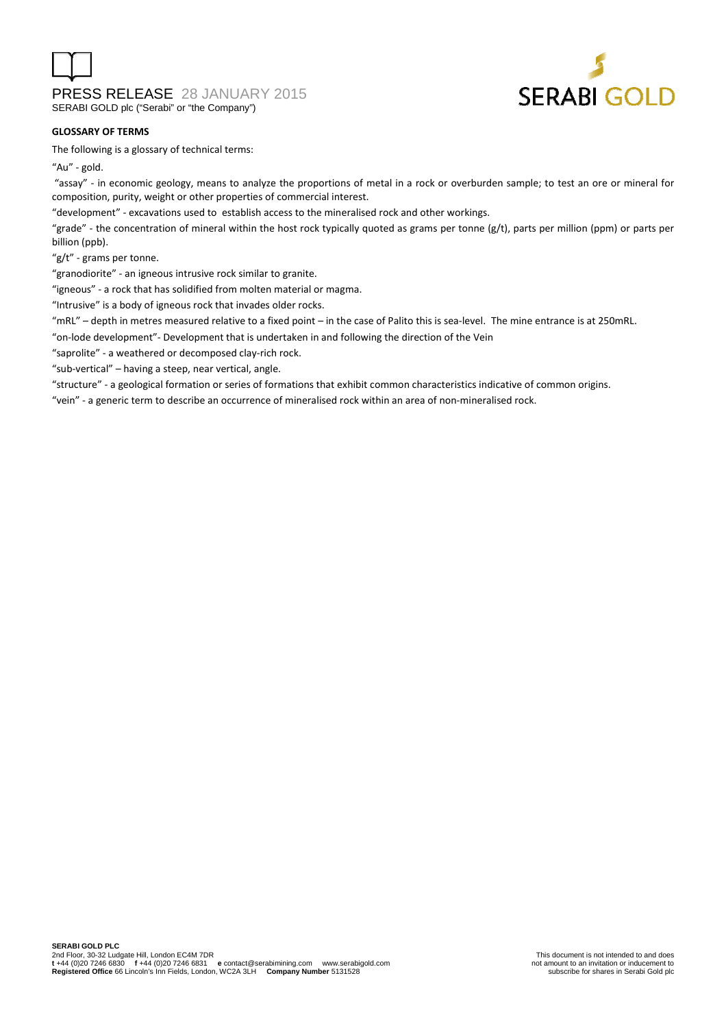**GLOSSARY OF TERMS**

The following is a glossary of technical terms:

"Au" - gold.

"assay" - in economic geology, means to analyze the proportions of metal in a rock or overburden sample; to test an ore or mineral for composition, purity, weight or other properties of commercial interest.

"development" - excavations used to establish access to the mineralised rock and other workings.

"grade" - the concentration of mineral within the host rock typically quoted as grams per tonne (g/t), parts per million (ppm) or parts per billion (ppb).

"g/t" - grams per tonne.

"granodiorite" - an igneous intrusive rock similar to granite.

"igneous" - a rock that has solidified from molten material or magma.

"Intrusive" is a body of igneous rock that invades older rocks.

"mRL" – depth in metres measured relative to a fixed point – in the case of Palito this is sea-level. The mine entrance is at 250mRL.

"on-lode development"- Development that is undertaken in and following the direction of the Vein

"saprolite" - a weathered or decomposed clay-rich rock.

"sub-vertical" – having a steep, near vertical, angle.

"structure" - a geological formation or series of formations that exhibit common characteristics indicative of common origins.

"vein" - a generic term to describe an occurrence of mineralised rock within an area of non-mineralised rock.